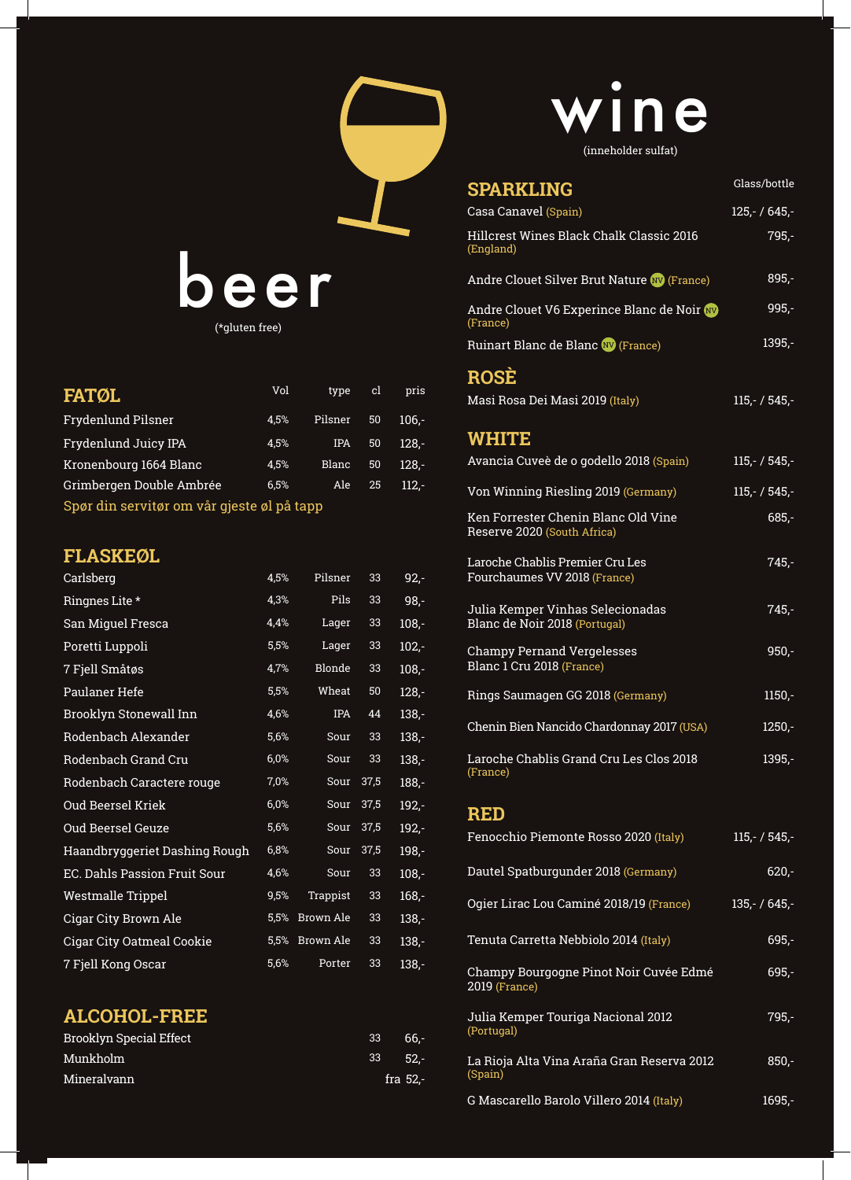# beer

(*gluten free)

## FATØL

| | Vol | type | cl | pris |
|---|---|---|---|---|
| Frydenlund Pilsner | 4,5% | Pilsner | 50 | 106,- |
| Frydenlund Juicy IPA | 4,5% | IPA | 50 | 128,- |
| Kronenbourg 1664 Blanc | 4,5% | Blanc | 50 | 128,- |
| Grimbergen Double Ambrée | 6,5% | Ale | 25 | 112,- |

Spør din servitør om vår gjeste øl på tapp

## FLASKEØL

| | Vol | type | cl | pris |
|---|---|---|---|---|
| Carlsberg | 4,5% | Pilsner | 33 | 92,- |
| Ringnes Lite * | 4,3% | Pils | 33 | 98,- |
| San Miguel Fresca | 4,4% | Lager | 33 | 108,- |
| Poretti Luppoli | 5,5% | Lager | 33 | 102,- |
| 7 Fjell Småtøs | 4,7% | Blonde | 33 | 108,- |
| Paulaner Hefe | 5,5% | Wheat | 50 | 128,- |
| Brooklyn Stonewall Inn | 4,6% | IPA | 44 | 138,- |
| Rodenbach Alexander | 5,6% | Sour | 33 | 138,- |
| Rodenbach Grand Cru | 6,0% | Sour | 33 | 138,- |
| Rodenbach Caractere rouge | 7,0% | Sour | 37,5 | 188,- |
| Oud Beersel Kriek | 6,0% | Sour | 37,5 | 192,- |
| Oud Beersel Geuze | 5,6% | Sour | 37,5 | 192,- |
| Haandbryggeriet Dashing Rough | 6,8% | Sour | 37,5 | 198,- |
| EC. Dahls Passion Fruit Sour | 4,6% | Sour | 33 | 108,- |
| Westmalle Trippel | 9,5% | Trappist | 33 | 168,- |
| Cigar City Brown Ale | 5,5% | Brown Ale | 33 | 138,- |
| Cigar City Oatmeal Cookie | 5,5% | Brown Ale | 33 | 138,- |
| 7 Fjell Kong Oscar | 5,6% | Porter | 33 | 138,- |

## ALCOHOL-FREE

| | cl | pris |
|---|---|---|
| Brooklyn Special Effect | 33 | 66,- |
| Munkholm | 33 | 52,- |
| Mineralvann | | fra 52,- |

# wine

(inneholder sulfat)

## SPARKLING

| | Glass/bottle |
|---|---|
| Casa Canavel (Spain) | 125,- / 645,- |
| Hillcrest Wines Black Chalk Classic 2016 (England) | 795,- |
| Andre Clouet Silver Brut Nature NV (France) | 895,- |
| Andre Clouet V6 Experince Blanc de Noir NV (France) | 995,- |
| Ruinart Blanc de Blanc NV (France) | 1395,- |

## ROSÈ

| | |
|---|---|
| Masi Rosa Dei Masi 2019 (Italy) | 115,- / 545,- |

## WHITE

| | |
|---|---|
| Avancia Cuveè de o godello 2018 (Spain) | 115,- / 545,- |
| Von Winning Riesling 2019 (Germany) | 115,- / 545,- |
| Ken Forrester Chenin Blanc Old Vine Reserve 2020 (South Africa) | 685,- |
| Laroche Chablis Premier Cru Les Fourchaumes VV 2018 (France) | 745,- |
| Julia Kemper Vinhas Selecionadas Blanc de Noir 2018 (Portugal) | 745,- |
| Champy Pernand Vergelesses Blanc 1 Cru 2018 (France) | 950,- |
| Rings Saumagen GG 2018 (Germany) | 1150,- |
| Chenin Bien Nancido Chardonnay 2017 (USA) | 1250,- |
| Laroche Chablis Grand Cru Les Clos 2018 (France) | 1395,- |

## RED

| | |
|---|---|
| Fenocchio Piemonte Rosso 2020 (Italy) | 115,- / 545,- |
| Dautel Spatburgunder 2018 (Germany) | 620,- |
| Ogier Lirac Lou Caminé 2018/19 (France) | 135,- / 645,- |
| Tenuta Carretta Nebbiolo 2014 (Italy) | 695,- |
| Champy Bourgogne Pinot Noir Cuvée Edmé 2019 (France) | 695,- |
| Julia Kemper Touriga Nacional 2012 (Portugal) | 795,- |
| La Rioja Alta Vina Araña Gran Reserva 2012 (Spain) | 850,- |
| G Mascarello Barolo Villero 2014 (Italy) | 1695,- |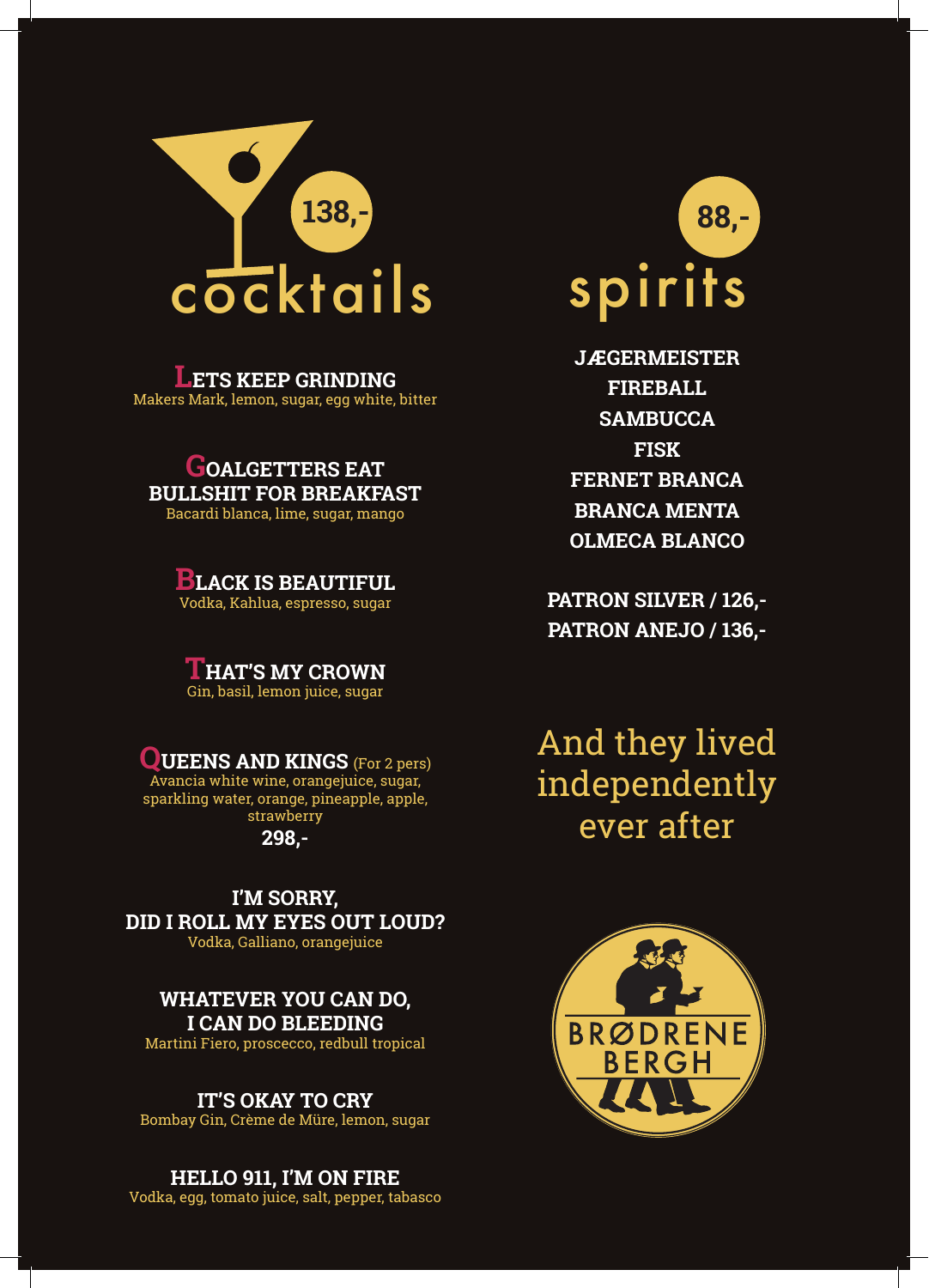# cocktails

**138,-**

## LETS KEEP GRINDING
Makers Mark, lemon, sugar, egg white, bitter

## GOALGETTERS EAT BULLSHIT FOR BREAKFAST
Bacardi blanca, lime, sugar, mango

## BLACK IS BEAUTIFUL
Vodka, Kahlua, espresso, sugar

## THAT'S MY CROWN
Gin, basil, lemon juice, sugar

## QUEENS AND KINGS (For 2 pers)
Avancia white wine, orangejuice, sugar, sparkling water, orange, pineapple, apple, strawberry

**298,-**

## I'M SORRY, DID I ROLL MY EYES OUT LOUD?
Vodka, Galliano, orangejuice

## WHATEVER YOU CAN DO, I CAN DO BLEEDING
Martini Fiero, proscecco, redbull tropical

## IT'S OKAY TO CRY
Bombay Gin, Crème de Müre, lemon, sugar

## HELLO 911, I'M ON FIRE
Vodka, egg, tomato juice, salt, pepper, tabasco

# spirits

**88,-**

**JÆGERMEISTER**
**FIREBALL**
**SAMBUCCA**
**FISK**
**FERNET BRANCA**
**BRANCA MENTA**
**OLMECA BLANCO**

**PATRON SILVER / 126,-**
**PATRON ANEJO / 136,-**

And they lived independently ever after

BRØDRENE BERGH